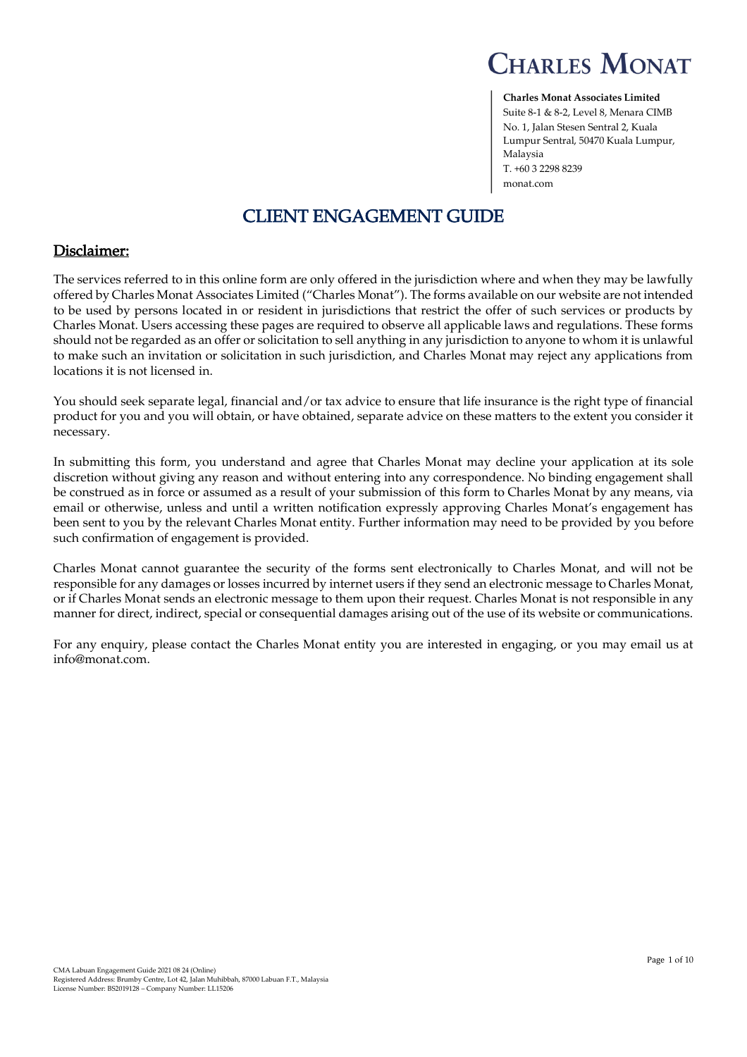# CHARLES MONAT

**Charles Monat Associates Limited**
Suite 8-1 & 8-2, Level 8, Menara CIMB
No. 1, Jalan Stesen Sentral 2, Kuala Lumpur Sentral, 50470 Kuala Lumpur, Malaysia
T. +60 3 2298 8239
monat.com

## CLIENT ENGAGEMENT GUIDE

### Disclaimer:

The services referred to in this online form are only offered in the jurisdiction where and when they may be lawfully offered by Charles Monat Associates Limited ("Charles Monat"). The forms available on our website are not intended to be used by persons located in or resident in jurisdictions that restrict the offer of such services or products by Charles Monat. Users accessing these pages are required to observe all applicable laws and regulations. These forms should not be regarded as an offer or solicitation to sell anything in any jurisdiction to anyone to whom it is unlawful to make such an invitation or solicitation in such jurisdiction, and Charles Monat may reject any applications from locations it is not licensed in.

You should seek separate legal, financial and/or tax advice to ensure that life insurance is the right type of financial product for you and you will obtain, or have obtained, separate advice on these matters to the extent you consider it necessary.

In submitting this form, you understand and agree that Charles Monat may decline your application at its sole discretion without giving any reason and without entering into any correspondence. No binding engagement shall be construed as in force or assumed as a result of your submission of this form to Charles Monat by any means, via email or otherwise, unless and until a written notification expressly approving Charles Monat's engagement has been sent to you by the relevant Charles Monat entity. Further information may need to be provided by you before such confirmation of engagement is provided.

Charles Monat cannot guarantee the security of the forms sent electronically to Charles Monat, and will not be responsible for any damages or losses incurred by internet users if they send an electronic message to Charles Monat, or if Charles Monat sends an electronic message to them upon their request. Charles Monat is not responsible in any manner for direct, indirect, special or consequential damages arising out of the use of its website or communications.

For any enquiry, please contact the Charles Monat entity you are interested in engaging, or you may email us at info@monat.com.

CMA Labuan Engagement Guide 2021 08 24 (Online)
Registered Address: Brumby Centre, Lot 42, Jalan Muhibbah, 87000 Labuan F.T., Malaysia
License Number: BS2019128 – Company Number: LL15206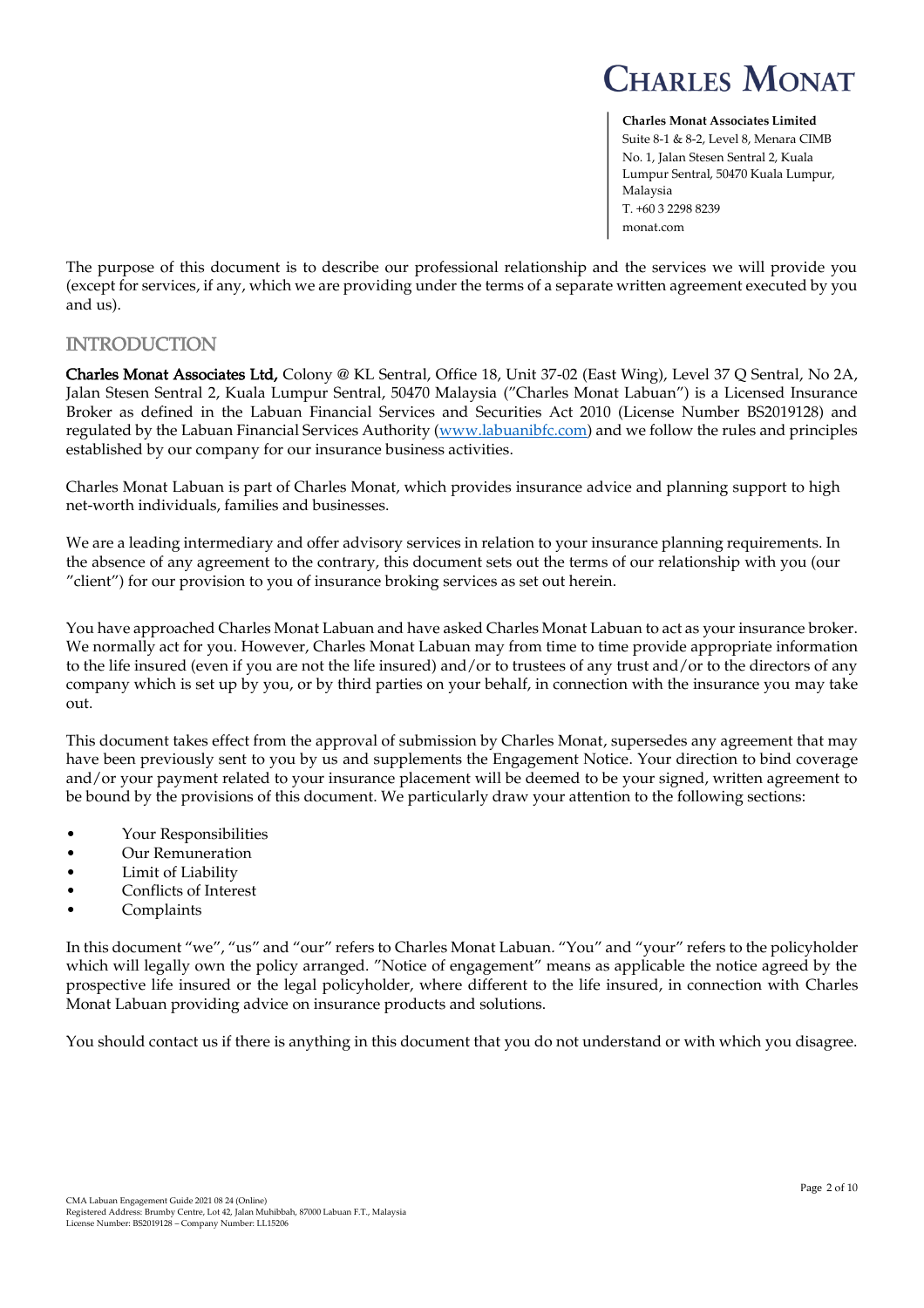# CHARLES MONAT

**Charles Monat Associates Limited**
Suite 8-1 & 8-2, Level 8, Menara CIMB
No. 1, Jalan Stesen Sentral 2, Kuala Lumpur Sentral, 50470 Kuala Lumpur, Malaysia
T. +60 3 2298 8239
monat.com

The purpose of this document is to describe our professional relationship and the services we will provide you (except for services, if any, which we are providing under the terms of a separate written agreement executed by you and us).

## INTRODUCTION

**Charles Monat Associates Ltd,** Colony @ KL Sentral, Office 18, Unit 37-02 (East Wing), Level 37 Q Sentral, No 2A, Jalan Stesen Sentral 2, Kuala Lumpur Sentral, 50470 Malaysia ("Charles Monat Labuan") is a Licensed Insurance Broker as defined in the Labuan Financial Services and Securities Act 2010 (License Number BS2019128) and regulated by the Labuan Financial Services Authority (www.labuanibfc.com) and we follow the rules and principles established by our company for our insurance business activities.

Charles Monat Labuan is part of Charles Monat, which provides insurance advice and planning support to high net-worth individuals, families and businesses.

We are a leading intermediary and offer advisory services in relation to your insurance planning requirements. In the absence of any agreement to the contrary, this document sets out the terms of our relationship with you (our "client") for our provision to you of insurance broking services as set out herein.

You have approached Charles Monat Labuan and have asked Charles Monat Labuan to act as your insurance broker. We normally act for you. However, Charles Monat Labuan may from time to time provide appropriate information to the life insured (even if you are not the life insured) and/or to trustees of any trust and/or to the directors of any company which is set up by you, or by third parties on your behalf, in connection with the insurance you may take out.

This document takes effect from the approval of submission by Charles Monat, supersedes any agreement that may have been previously sent to you by us and supplements the Engagement Notice. Your direction to bind coverage and/or your payment related to your insurance placement will be deemed to be your signed, written agreement to be bound by the provisions of this document. We particularly draw your attention to the following sections:

- Your Responsibilities
- Our Remuneration
- Limit of Liability
- Conflicts of Interest
- Complaints

In this document "we", "us" and "our" refers to Charles Monat Labuan. "You" and "your" refers to the policyholder which will legally own the policy arranged. "Notice of engagement" means as applicable the notice agreed by the prospective life insured or the legal policyholder, where different to the life insured, in connection with Charles Monat Labuan providing advice on insurance products and solutions.

You should contact us if there is anything in this document that you do not understand or with which you disagree.

CMA Labuan Engagement Guide 2021 08 24 (Online)
Registered Address: Brumby Centre, Lot 42, Jalan Muhibbah, 87000 Labuan F.T., Malaysia
License Number: BS2019128 – Company Number: LL15206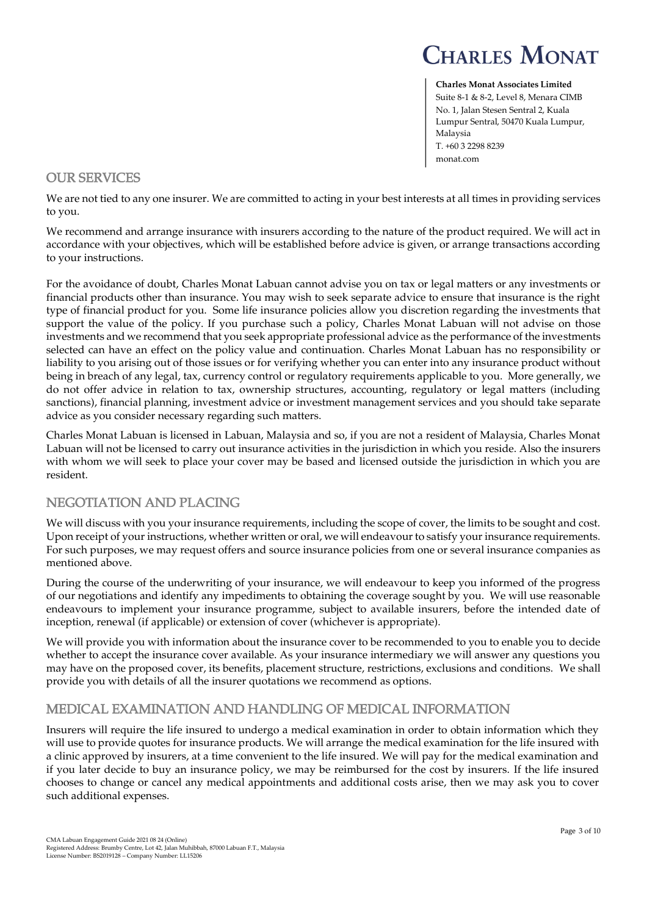# CHARLES MONAT

**Charles Monat Associates Limited**
Suite 8-1 & 8-2, Level 8, Menara CIMB
No. 1, Jalan Stesen Sentral 2, Kuala Lumpur Sentral, 50470 Kuala Lumpur, Malaysia
T. +60 3 2298 8239
monat.com

## OUR SERVICES

We are not tied to any one insurer. We are committed to acting in your best interests at all times in providing services to you.

We recommend and arrange insurance with insurers according to the nature of the product required. We will act in accordance with your objectives, which will be established before advice is given, or arrange transactions according to your instructions.

For the avoidance of doubt, Charles Monat Labuan cannot advise you on tax or legal matters or any investments or financial products other than insurance. You may wish to seek separate advice to ensure that insurance is the right type of financial product for you. Some life insurance policies allow you discretion regarding the investments that support the value of the policy. If you purchase such a policy, Charles Monat Labuan will not advise on those investments and we recommend that you seek appropriate professional advice as the performance of the investments selected can have an effect on the policy value and continuation. Charles Monat Labuan has no responsibility or liability to you arising out of those issues or for verifying whether you can enter into any insurance product without being in breach of any legal, tax, currency control or regulatory requirements applicable to you. More generally, we do not offer advice in relation to tax, ownership structures, accounting, regulatory or legal matters (including sanctions), financial planning, investment advice or investment management services and you should take separate advice as you consider necessary regarding such matters.

Charles Monat Labuan is licensed in Labuan, Malaysia and so, if you are not a resident of Malaysia, Charles Monat Labuan will not be licensed to carry out insurance activities in the jurisdiction in which you reside. Also the insurers with whom we will seek to place your cover may be based and licensed outside the jurisdiction in which you are resident.

## NEGOTIATION AND PLACING

We will discuss with you your insurance requirements, including the scope of cover, the limits to be sought and cost. Upon receipt of your instructions, whether written or oral, we will endeavour to satisfy your insurance requirements. For such purposes, we may request offers and source insurance policies from one or several insurance companies as mentioned above.

During the course of the underwriting of your insurance, we will endeavour to keep you informed of the progress of our negotiations and identify any impediments to obtaining the coverage sought by you. We will use reasonable endeavours to implement your insurance programme, subject to available insurers, before the intended date of inception, renewal (if applicable) or extension of cover (whichever is appropriate).

We will provide you with information about the insurance cover to be recommended to you to enable you to decide whether to accept the insurance cover available. As your insurance intermediary we will answer any questions you may have on the proposed cover, its benefits, placement structure, restrictions, exclusions and conditions. We shall provide you with details of all the insurer quotations we recommend as options.

## MEDICAL EXAMINATION AND HANDLING OF MEDICAL INFORMATION

Insurers will require the life insured to undergo a medical examination in order to obtain information which they will use to provide quotes for insurance products. We will arrange the medical examination for the life insured with a clinic approved by insurers, at a time convenient to the life insured. We will pay for the medical examination and if you later decide to buy an insurance policy, we may be reimbursed for the cost by insurers. If the life insured chooses to change or cancel any medical appointments and additional costs arise, then we may ask you to cover such additional expenses.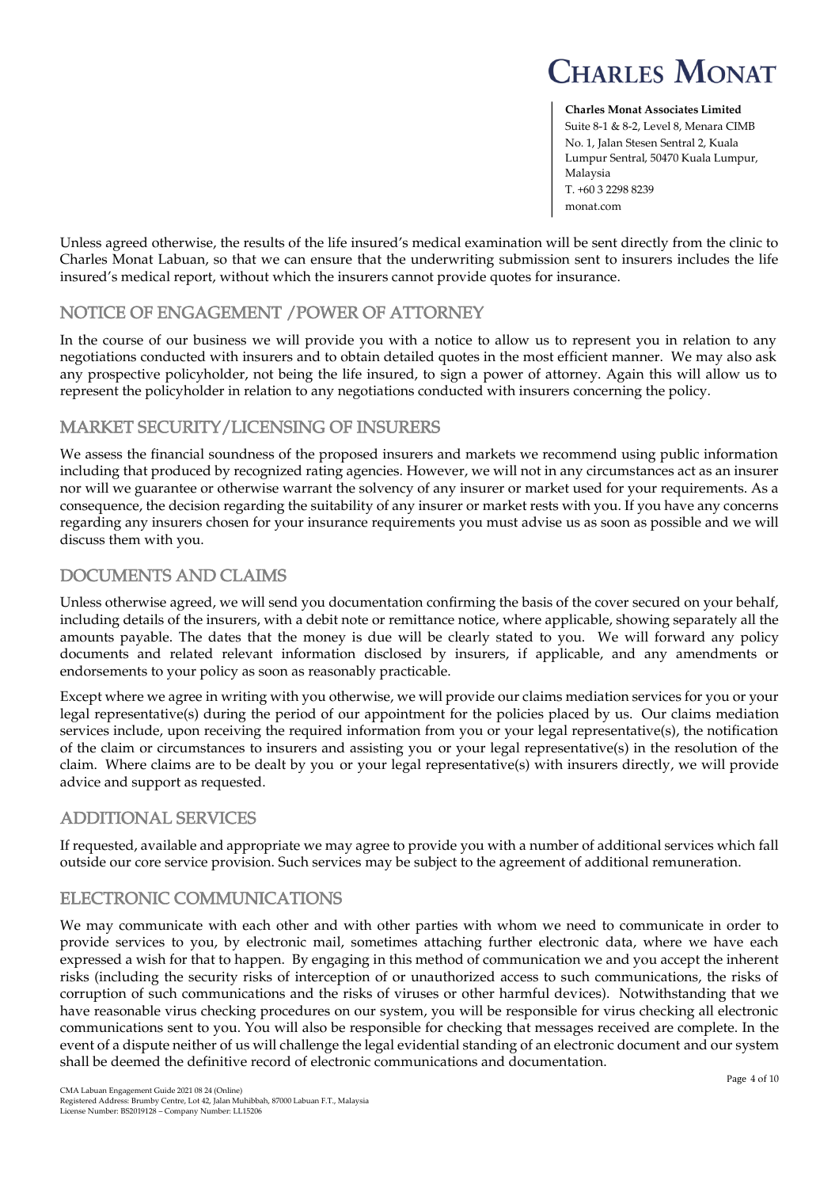Unless agreed otherwise, the results of the life insured's medical examination will be sent directly from the clinic to Charles Monat Labuan, so that we can ensure that the underwriting submission sent to insurers includes the life insured's medical report, without which the insurers cannot provide quotes for insurance.

## NOTICE OF ENGAGEMENT /POWER OF ATTORNEY

In the course of our business we will provide you with a notice to allow us to represent you in relation to any negotiations conducted with insurers and to obtain detailed quotes in the most efficient manner. We may also ask any prospective policyholder, not being the life insured, to sign a power of attorney. Again this will allow us to represent the policyholder in relation to any negotiations conducted with insurers concerning the policy.

## MARKET SECURITY/LICENSING OF INSURERS

We assess the financial soundness of the proposed insurers and markets we recommend using public information including that produced by recognized rating agencies. However, we will not in any circumstances act as an insurer nor will we guarantee or otherwise warrant the solvency of any insurer or market used for your requirements. As a consequence, the decision regarding the suitability of any insurer or market rests with you. If you have any concerns regarding any insurers chosen for your insurance requirements you must advise us as soon as possible and we will discuss them with you.

## DOCUMENTS AND CLAIMS

Unless otherwise agreed, we will send you documentation confirming the basis of the cover secured on your behalf, including details of the insurers, with a debit note or remittance notice, where applicable, showing separately all the amounts payable. The dates that the money is due will be clearly stated to you. We will forward any policy documents and related relevant information disclosed by insurers, if applicable, and any amendments or endorsements to your policy as soon as reasonably practicable.

Except where we agree in writing with you otherwise, we will provide our claims mediation services for you or your legal representative(s) during the period of our appointment for the policies placed by us. Our claims mediation services include, upon receiving the required information from you or your legal representative(s), the notification of the claim or circumstances to insurers and assisting you or your legal representative(s) in the resolution of the claim. Where claims are to be dealt by you or your legal representative(s) with insurers directly, we will provide advice and support as requested.

## ADDITIONAL SERVICES

If requested, available and appropriate we may agree to provide you with a number of additional services which fall outside our core service provision. Such services may be subject to the agreement of additional remuneration.

## ELECTRONIC COMMUNICATIONS

We may communicate with each other and with other parties with whom we need to communicate in order to provide services to you, by electronic mail, sometimes attaching further electronic data, where we have each expressed a wish for that to happen. By engaging in this method of communication we and you accept the inherent risks (including the security risks of interception of or unauthorized access to such communications, the risks of corruption of such communications and the risks of viruses or other harmful devices). Notwithstanding that we have reasonable virus checking procedures on our system, you will be responsible for virus checking all electronic communications sent to you. You will also be responsible for checking that messages received are complete. In the event of a dispute neither of us will challenge the legal evidential standing of an electronic document and our system shall be deemed the definitive record of electronic communications and documentation.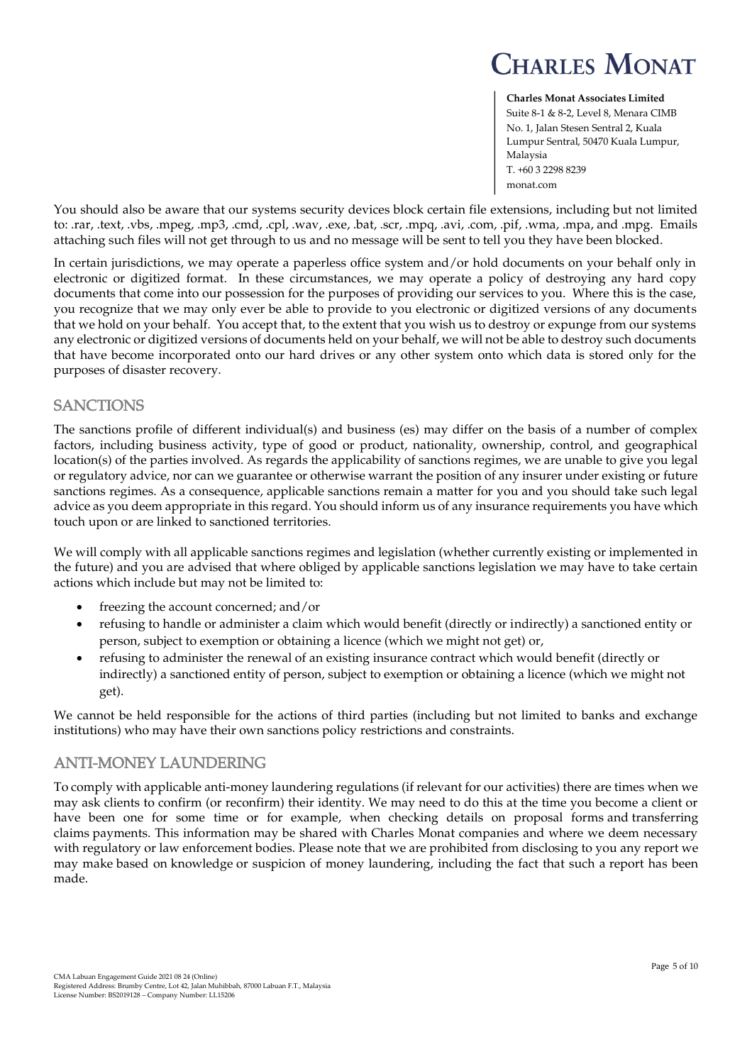You should also be aware that our systems security devices block certain file extensions, including but not limited to: .rar, .text, .vbs, .mpeg, .mp3, .cmd, .cpl, .wav, .exe, .bat, .scr, .mpq, .avi, .com, .pif, .wma, .mpa, and .mpg. Emails attaching such files will not get through to us and no message will be sent to tell you they have been blocked.

In certain jurisdictions, we may operate a paperless office system and/or hold documents on your behalf only in electronic or digitized format. In these circumstances, we may operate a policy of destroying any hard copy documents that come into our possession for the purposes of providing our services to you. Where this is the case, you recognize that we may only ever be able to provide to you electronic or digitized versions of any documents that we hold on your behalf. You accept that, to the extent that you wish us to destroy or expunge from our systems any electronic or digitized versions of documents held on your behalf, we will not be able to destroy such documents that have become incorporated onto our hard drives or any other system onto which data is stored only for the purposes of disaster recovery.

## SANCTIONS

The sanctions profile of different individual(s) and business (es) may differ on the basis of a number of complex factors, including business activity, type of good or product, nationality, ownership, control, and geographical location(s) of the parties involved. As regards the applicability of sanctions regimes, we are unable to give you legal or regulatory advice, nor can we guarantee or otherwise warrant the position of any insurer under existing or future sanctions regimes. As a consequence, applicable sanctions remain a matter for you and you should take such legal advice as you deem appropriate in this regard. You should inform us of any insurance requirements you have which touch upon or are linked to sanctioned territories.

We will comply with all applicable sanctions regimes and legislation (whether currently existing or implemented in the future) and you are advised that where obliged by applicable sanctions legislation we may have to take certain actions which include but may not be limited to:

- freezing the account concerned; and/or
- refusing to handle or administer a claim which would benefit (directly or indirectly) a sanctioned entity or person, subject to exemption or obtaining a licence (which we might not get) or,
- refusing to administer the renewal of an existing insurance contract which would benefit (directly or indirectly) a sanctioned entity of person, subject to exemption or obtaining a licence (which we might not get).

We cannot be held responsible for the actions of third parties (including but not limited to banks and exchange institutions) who may have their own sanctions policy restrictions and constraints.

## ANTI-MONEY LAUNDERING

To comply with applicable anti-money laundering regulations (if relevant for our activities) there are times when we may ask clients to confirm (or reconfirm) their identity. We may need to do this at the time you become a client or have been one for some time or for example, when checking details on proposal forms and transferring claims payments. This information may be shared with Charles Monat companies and where we deem necessary with regulatory or law enforcement bodies. Please note that we are prohibited from disclosing to you any report we may make based on knowledge or suspicion of money laundering, including the fact that such a report has been made.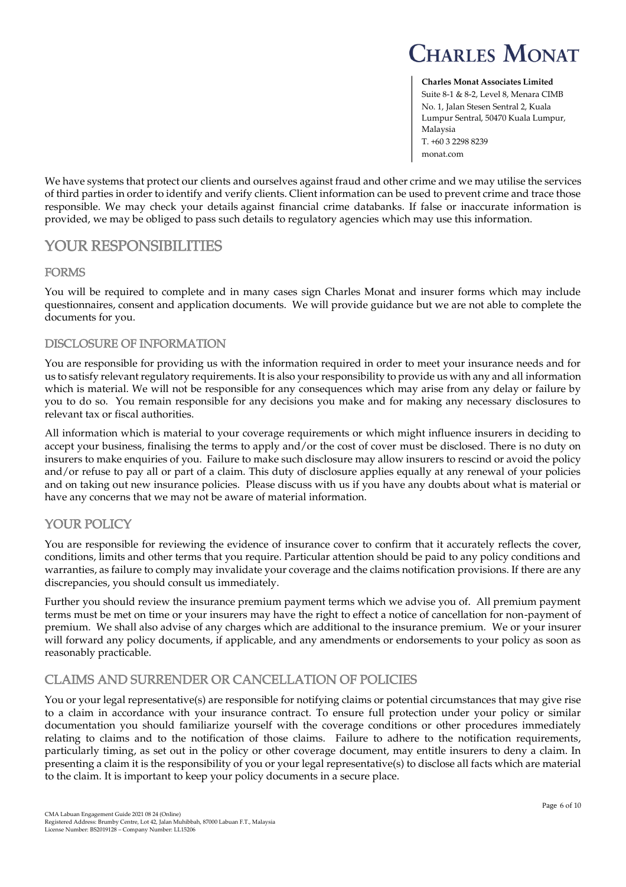We have systems that protect our clients and ourselves against fraud and other crime and we may utilise the services of third parties in order to identify and verify clients. Client information can be used to prevent crime and trace those responsible. We may check your details against financial crime databanks. If false or inaccurate information is provided, we may be obliged to pass such details to regulatory agencies which may use this information.

## YOUR RESPONSIBILITIES

### FORMS

You will be required to complete and in many cases sign Charles Monat and insurer forms which may include questionnaires, consent and application documents. We will provide guidance but we are not able to complete the documents for you.

### DISCLOSURE OF INFORMATION

You are responsible for providing us with the information required in order to meet your insurance needs and for us to satisfy relevant regulatory requirements. It is also your responsibility to provide us with any and all information which is material. We will not be responsible for any consequences which may arise from any delay or failure by you to do so. You remain responsible for any decisions you make and for making any necessary disclosures to relevant tax or fiscal authorities.

All information which is material to your coverage requirements or which might influence insurers in deciding to accept your business, finalising the terms to apply and/or the cost of cover must be disclosed. There is no duty on insurers to make enquiries of you. Failure to make such disclosure may allow insurers to rescind or avoid the policy and/or refuse to pay all or part of a claim. This duty of disclosure applies equally at any renewal of your policies and on taking out new insurance policies. Please discuss with us if you have any doubts about what is material or have any concerns that we may not be aware of material information.

## YOUR POLICY

You are responsible for reviewing the evidence of insurance cover to confirm that it accurately reflects the cover, conditions, limits and other terms that you require. Particular attention should be paid to any policy conditions and warranties, as failure to comply may invalidate your coverage and the claims notification provisions. If there are any discrepancies, you should consult us immediately.

Further you should review the insurance premium payment terms which we advise you of. All premium payment terms must be met on time or your insurers may have the right to effect a notice of cancellation for non-payment of premium. We shall also advise of any charges which are additional to the insurance premium. We or your insurer will forward any policy documents, if applicable, and any amendments or endorsements to your policy as soon as reasonably practicable.

## CLAIMS AND SURRENDER OR CANCELLATION OF POLICIES

You or your legal representative(s) are responsible for notifying claims or potential circumstances that may give rise to a claim in accordance with your insurance contract. To ensure full protection under your policy or similar documentation you should familiarize yourself with the coverage conditions or other procedures immediately relating to claims and to the notification of those claims. Failure to adhere to the notification requirements, particularly timing, as set out in the policy or other coverage document, may entitle insurers to deny a claim. In presenting a claim it is the responsibility of you or your legal representative(s) to disclose all facts which are material to the claim. It is important to keep your policy documents in a secure place.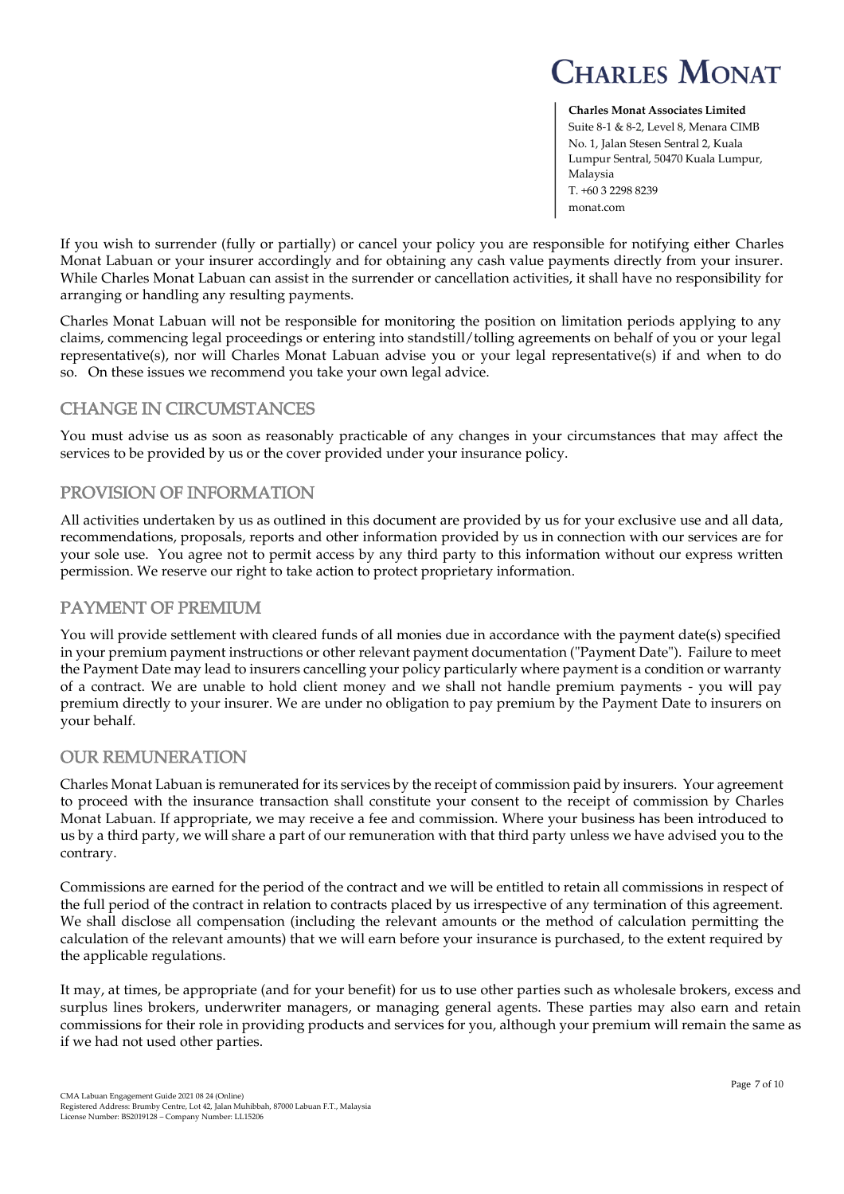If you wish to surrender (fully or partially) or cancel your policy you are responsible for notifying either Charles Monat Labuan or your insurer accordingly and for obtaining any cash value payments directly from your insurer. While Charles Monat Labuan can assist in the surrender or cancellation activities, it shall have no responsibility for arranging or handling any resulting payments.

Charles Monat Labuan will not be responsible for monitoring the position on limitation periods applying to any claims, commencing legal proceedings or entering into standstill/tolling agreements on behalf of you or your legal representative(s), nor will Charles Monat Labuan advise you or your legal representative(s) if and when to do so. On these issues we recommend you take your own legal advice.

## CHANGE IN CIRCUMSTANCES

You must advise us as soon as reasonably practicable of any changes in your circumstances that may affect the services to be provided by us or the cover provided under your insurance policy.

## PROVISION OF INFORMATION

All activities undertaken by us as outlined in this document are provided by us for your exclusive use and all data, recommendations, proposals, reports and other information provided by us in connection with our services are for your sole use. You agree not to permit access by any third party to this information without our express written permission. We reserve our right to take action to protect proprietary information.

## PAYMENT OF PREMIUM

You will provide settlement with cleared funds of all monies due in accordance with the payment date(s) specified in your premium payment instructions or other relevant payment documentation ("Payment Date"). Failure to meet the Payment Date may lead to insurers cancelling your policy particularly where payment is a condition or warranty of a contract. We are unable to hold client money and we shall not handle premium payments - you will pay premium directly to your insurer. We are under no obligation to pay premium by the Payment Date to insurers on your behalf.

## OUR REMUNERATION

Charles Monat Labuan is remunerated for its services by the receipt of commission paid by insurers. Your agreement to proceed with the insurance transaction shall constitute your consent to the receipt of commission by Charles Monat Labuan. If appropriate, we may receive a fee and commission. Where your business has been introduced to us by a third party, we will share a part of our remuneration with that third party unless we have advised you to the contrary.

Commissions are earned for the period of the contract and we will be entitled to retain all commissions in respect of the full period of the contract in relation to contracts placed by us irrespective of any termination of this agreement. We shall disclose all compensation (including the relevant amounts or the method of calculation permitting the calculation of the relevant amounts) that we will earn before your insurance is purchased, to the extent required by the applicable regulations.

It may, at times, be appropriate (and for your benefit) for us to use other parties such as wholesale brokers, excess and surplus lines brokers, underwriter managers, or managing general agents. These parties may also earn and retain commissions for their role in providing products and services for you, although your premium will remain the same as if we had not used other parties.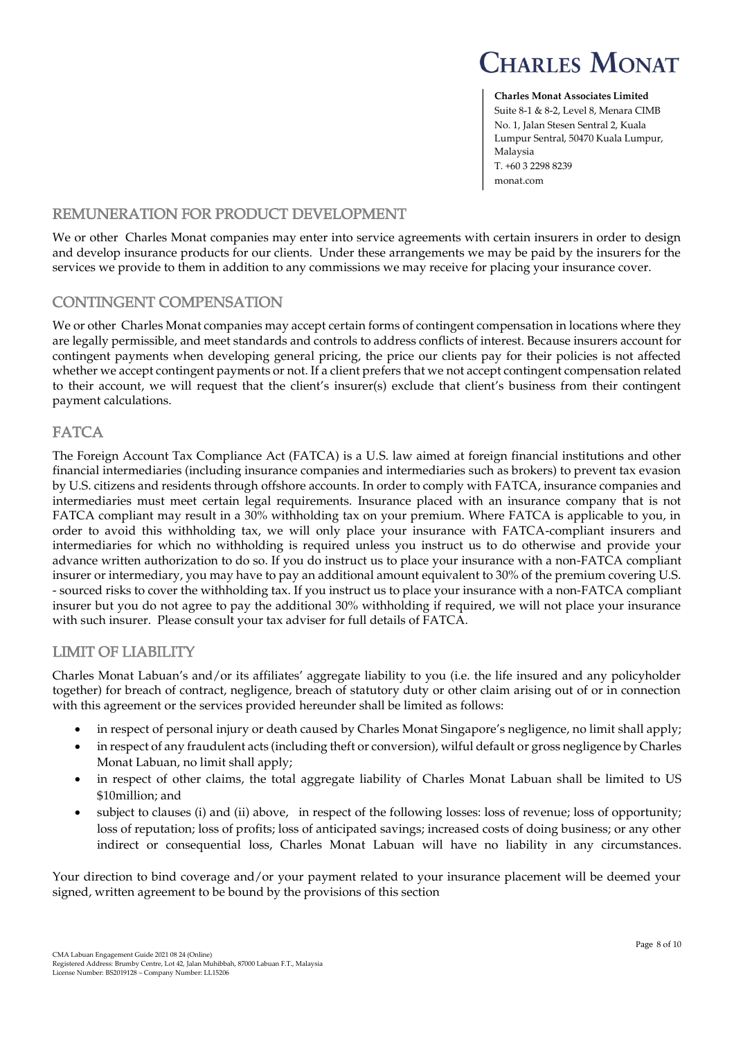## REMUNERATION FOR PRODUCT DEVELOPMENT

We or other Charles Monat companies may enter into service agreements with certain insurers in order to design and develop insurance products for our clients. Under these arrangements we may be paid by the insurers for the services we provide to them in addition to any commissions we may receive for placing your insurance cover.

## CONTINGENT COMPENSATION

We or other Charles Monat companies may accept certain forms of contingent compensation in locations where they are legally permissible, and meet standards and controls to address conflicts of interest. Because insurers account for contingent payments when developing general pricing, the price our clients pay for their policies is not affected whether we accept contingent payments or not. If a client prefers that we not accept contingent compensation related to their account, we will request that the client's insurer(s) exclude that client's business from their contingent payment calculations.

## FATCA

The Foreign Account Tax Compliance Act (FATCA) is a U.S. law aimed at foreign financial institutions and other financial intermediaries (including insurance companies and intermediaries such as brokers) to prevent tax evasion by U.S. citizens and residents through offshore accounts. In order to comply with FATCA, insurance companies and intermediaries must meet certain legal requirements. Insurance placed with an insurance company that is not FATCA compliant may result in a 30% withholding tax on your premium. Where FATCA is applicable to you, in order to avoid this withholding tax, we will only place your insurance with FATCA-compliant insurers and intermediaries for which no withholding is required unless you instruct us to do otherwise and provide your advance written authorization to do so. If you do instruct us to place your insurance with a non-FATCA compliant insurer or intermediary, you may have to pay an additional amount equivalent to 30% of the premium covering U.S. - sourced risks to cover the withholding tax. If you instruct us to place your insurance with a non-FATCA compliant insurer but you do not agree to pay the additional 30% withholding if required, we will not place your insurance with such insurer. Please consult your tax adviser for full details of FATCA.

## LIMIT OF LIABILITY

Charles Monat Labuan's and/or its affiliates' aggregate liability to you (i.e. the life insured and any policyholder together) for breach of contract, negligence, breach of statutory duty or other claim arising out of or in connection with this agreement or the services provided hereunder shall be limited as follows:

- in respect of personal injury or death caused by Charles Monat Singapore's negligence, no limit shall apply;
- in respect of any fraudulent acts (including theft or conversion), wilful default or gross negligence by Charles Monat Labuan, no limit shall apply;
- in respect of other claims, the total aggregate liability of Charles Monat Labuan shall be limited to US $10million; and
- subject to clauses (i) and (ii) above, in respect of the following losses: loss of revenue; loss of opportunity; loss of reputation; loss of profits; loss of anticipated savings; increased costs of doing business; or any other indirect or consequential loss, Charles Monat Labuan will have no liability in any circumstances.

Your direction to bind coverage and/or your payment related to your insurance placement will be deemed your signed, written agreement to be bound by the provisions of this section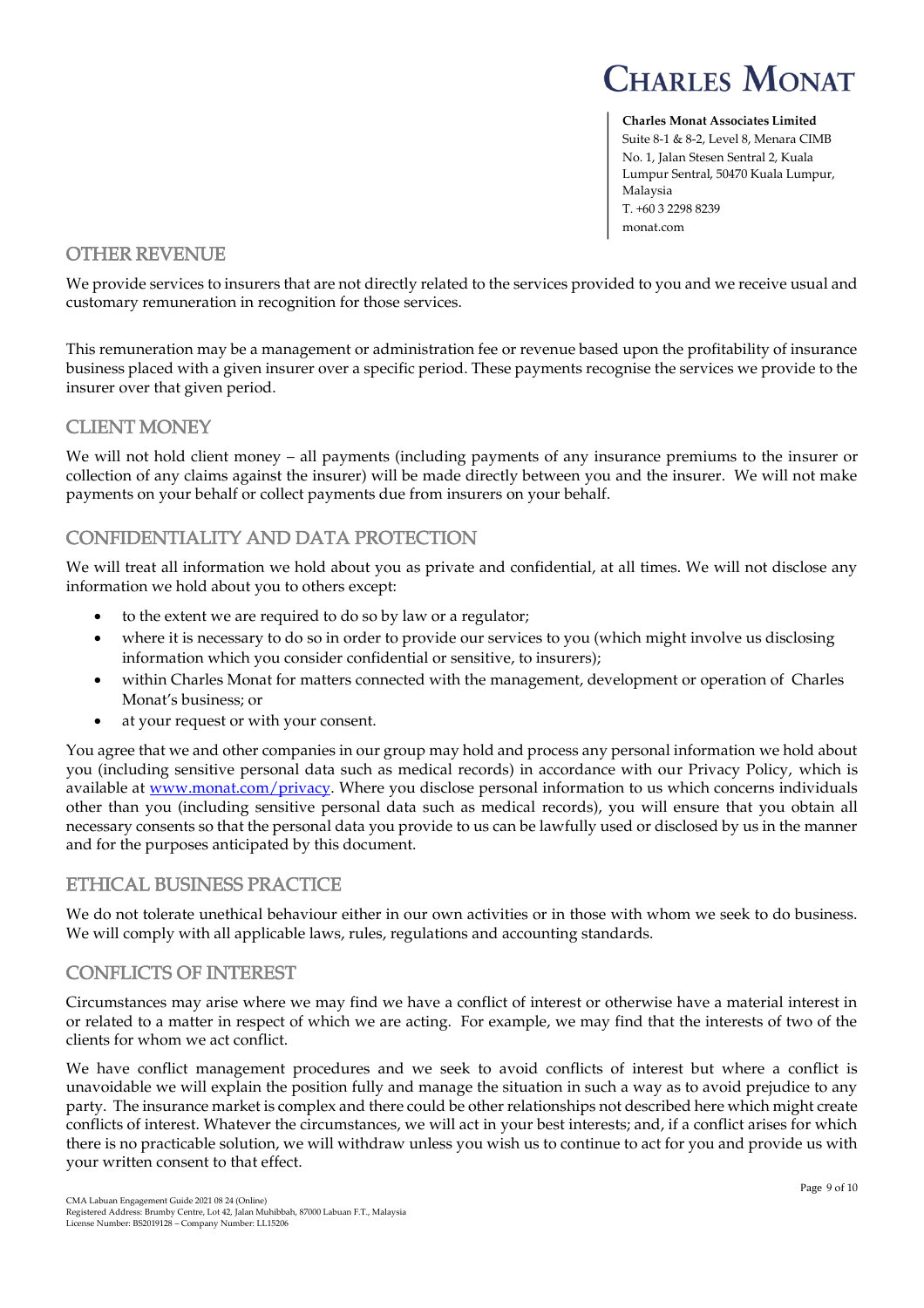## OTHER REVENUE

We provide services to insurers that are not directly related to the services provided to you and we receive usual and customary remuneration in recognition for those services.

This remuneration may be a management or administration fee or revenue based upon the profitability of insurance business placed with a given insurer over a specific period. These payments recognise the services we provide to the insurer over that given period.

## CLIENT MONEY

We will not hold client money – all payments (including payments of any insurance premiums to the insurer or collection of any claims against the insurer) will be made directly between you and the insurer. We will not make payments on your behalf or collect payments due from insurers on your behalf.

## CONFIDENTIALITY AND DATA PROTECTION

We will treat all information we hold about you as private and confidential, at all times. We will not disclose any information we hold about you to others except:

- to the extent we are required to do so by law or a regulator;
- where it is necessary to do so in order to provide our services to you (which might involve us disclosing information which you consider confidential or sensitive, to insurers);
- within Charles Monat for matters connected with the management, development or operation of Charles Monat's business; or
- at your request or with your consent.

You agree that we and other companies in our group may hold and process any personal information we hold about you (including sensitive personal data such as medical records) in accordance with our Privacy Policy, which is available at [www.monat.com/privacy](www.monat.com/privacy). Where you disclose personal information to us which concerns individuals other than you (including sensitive personal data such as medical records), you will ensure that you obtain all necessary consents so that the personal data you provide to us can be lawfully used or disclosed by us in the manner and for the purposes anticipated by this document.

## ETHICAL BUSINESS PRACTICE

We do not tolerate unethical behaviour either in our own activities or in those with whom we seek to do business. We will comply with all applicable laws, rules, regulations and accounting standards.

## CONFLICTS OF INTEREST

Circumstances may arise where we may find we have a conflict of interest or otherwise have a material interest in or related to a matter in respect of which we are acting. For example, we may find that the interests of two of the clients for whom we act conflict.

We have conflict management procedures and we seek to avoid conflicts of interest but where a conflict is unavoidable we will explain the position fully and manage the situation in such a way as to avoid prejudice to any party. The insurance market is complex and there could be other relationships not described here which might create conflicts of interest. Whatever the circumstances, we will act in your best interests; and, if a conflict arises for which there is no practicable solution, we will withdraw unless you wish us to continue to act for you and provide us with your written consent to that effect.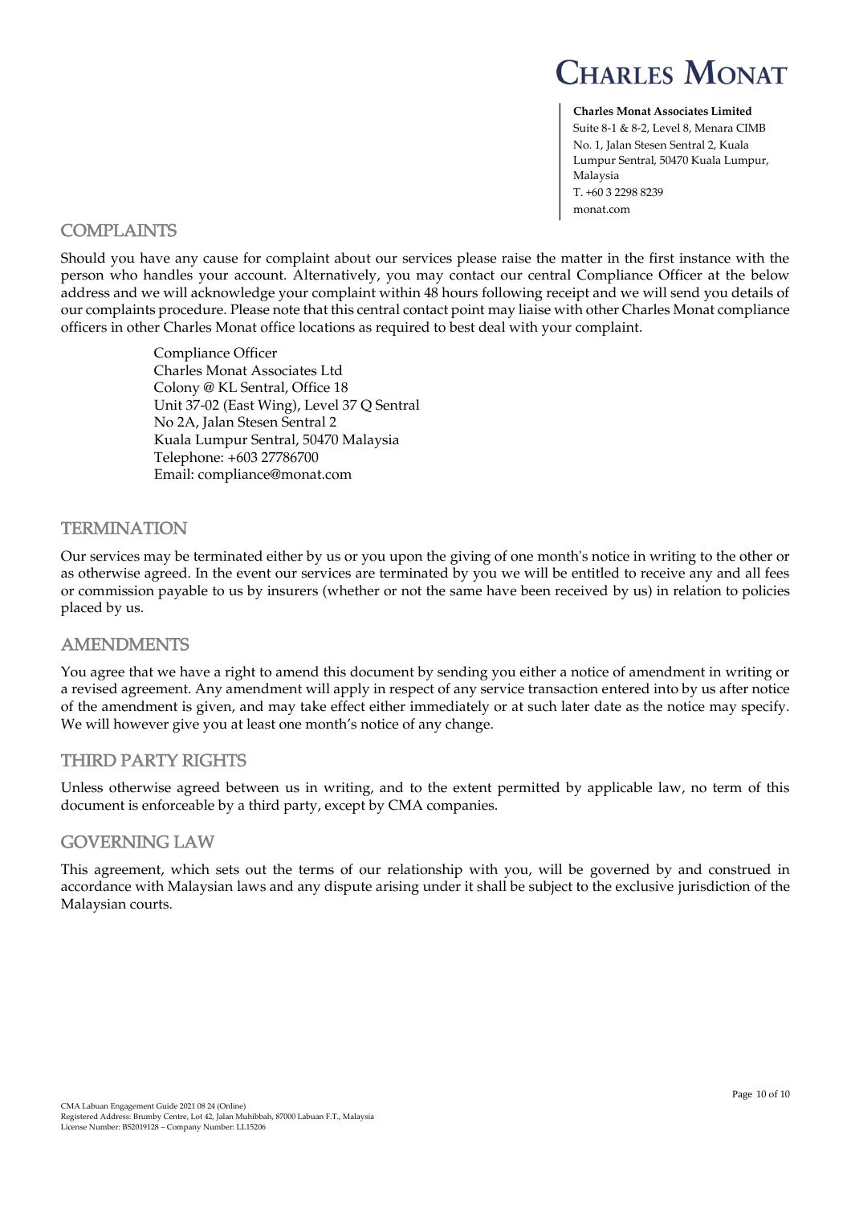**Charles Monat Associates Limited**
Suite 8-1 & 8-2, Level 8, Menara CIMB
No. 1, Jalan Stesen Sentral 2, Kuala Lumpur Sentral, 50470 Kuala Lumpur, Malaysia
T. +60 3 2298 8239
monat.com

## COMPLAINTS

Should you have any cause for complaint about our services please raise the matter in the first instance with the person who handles your account. Alternatively, you may contact our central Compliance Officer at the below address and we will acknowledge your complaint within 48 hours following receipt and we will send you details of our complaints procedure. Please note that this central contact point may liaise with other Charles Monat compliance officers in other Charles Monat office locations as required to best deal with your complaint.

Compliance Officer
Charles Monat Associates Ltd
Colony @ KL Sentral, Office 18
Unit 37-02 (East Wing), Level 37 Q Sentral
No 2A, Jalan Stesen Sentral 2
Kuala Lumpur Sentral, 50470 Malaysia
Telephone: +603 27786700
Email: compliance@monat.com

## TERMINATION

Our services may be terminated either by us or you upon the giving of one month's notice in writing to the other or as otherwise agreed. In the event our services are terminated by you we will be entitled to receive any and all fees or commission payable to us by insurers (whether or not the same have been received by us) in relation to policies placed by us.

## AMENDMENTS

You agree that we have a right to amend this document by sending you either a notice of amendment in writing or a revised agreement. Any amendment will apply in respect of any service transaction entered into by us after notice of the amendment is given, and may take effect either immediately or at such later date as the notice may specify. We will however give you at least one month's notice of any change.

## THIRD PARTY RIGHTS

Unless otherwise agreed between us in writing, and to the extent permitted by applicable law, no term of this document is enforceable by a third party, except by CMA companies.

## GOVERNING LAW

This agreement, which sets out the terms of our relationship with you, will be governed by and construed in accordance with Malaysian laws and any dispute arising under it shall be subject to the exclusive jurisdiction of the Malaysian courts.